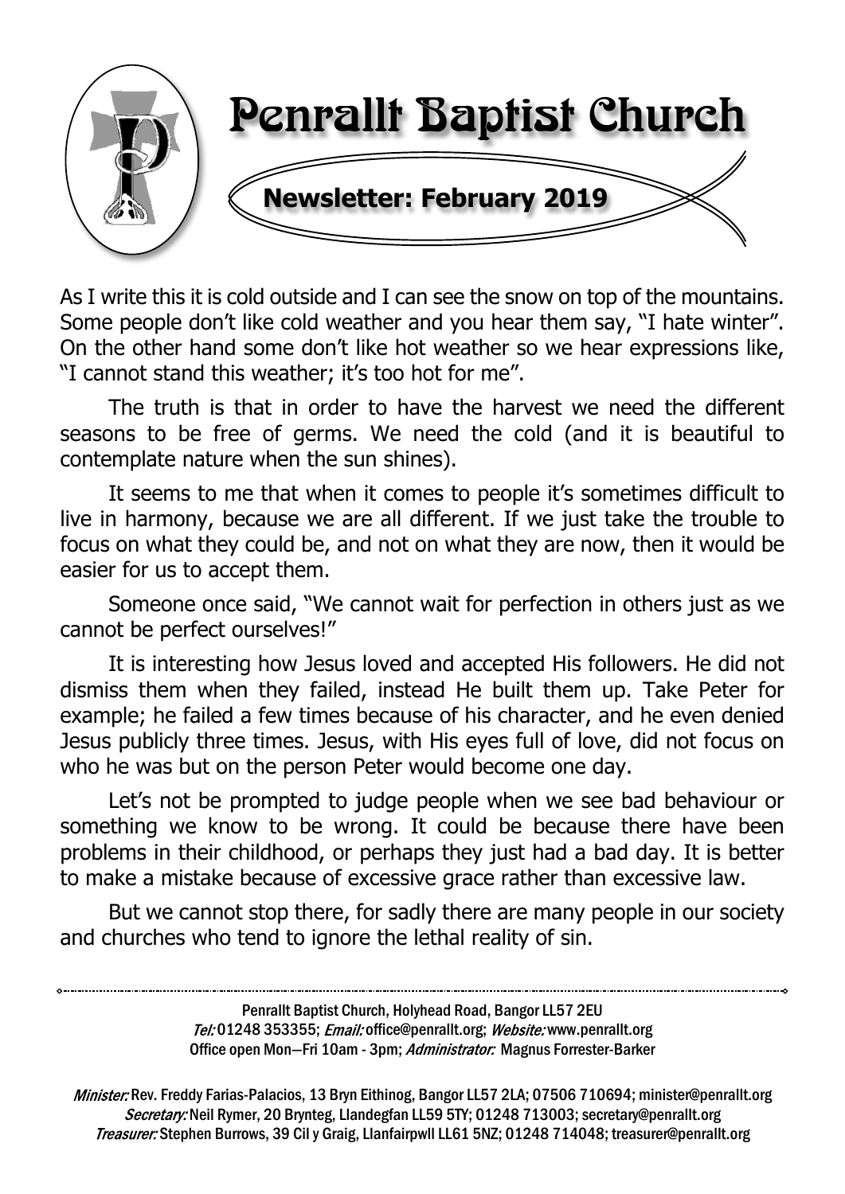# Penrallt Baptist Church

## Newsletter: February 2019

As I write this it is cold outside and I can see the snow on top of the mountains. Some people don't like cold weather and you hear them say, "I hate winter". On the other hand some don't like hot weather so we hear expressions like, "I cannot stand this weather; it's too hot for me".

The truth is that in order to have the harvest we need the different seasons to be free of germs. We need the cold (and it is beautiful to contemplate nature when the sun shines).

It seems to me that when it comes to people it's sometimes difficult to live in harmony, because we are all different. If we just take the trouble to focus on what they could be, and not on what they are now, then it would be easier for us to accept them.

Someone once said, "We cannot wait for perfection in others just as we cannot be perfect ourselves!"

It is interesting how Jesus loved and accepted His followers. He did not dismiss them when they failed, instead He built them up. Take Peter for example; he failed a few times because of his character, and he even denied Jesus publicly three times. Jesus, with His eyes full of love, did not focus on who he was but on the person Peter would become one day.

Let's not be prompted to judge people when we see bad behaviour or something we know to be wrong. It could be because there have been problems in their childhood, or perhaps they just had a bad day. It is better to make a mistake because of excessive grace rather than excessive law.

But we cannot stop there, for sadly there are many people in our society and churches who tend to ignore the lethal reality of sin.

---

Penrallt Baptist Church, Holyhead Road, Bangor LL57 2EU
*Tel:* 01248 353355; *Email:* office@penrallt.org; *Website:* www.penrallt.org
Office open Mon—Fri 10am - 3pm; *Administrator:* Magnus Forrester-Barker

*Minister:* Rev. Freddy Farias-Palacios, 13 Bryn Eithinog, Bangor LL57 2LA; 07506 710694; minister@penrallt.org
*Secretary:* Neil Rymer, 20 Brynteg, Llandegfan LL59 5TY; 01248 713003; secretary@penrallt.org
*Treasurer:* Stephen Burrows, 39 Cil y Graig, Llanfairpwll LL61 5NZ; 01248 714048; treasurer@penrallt.org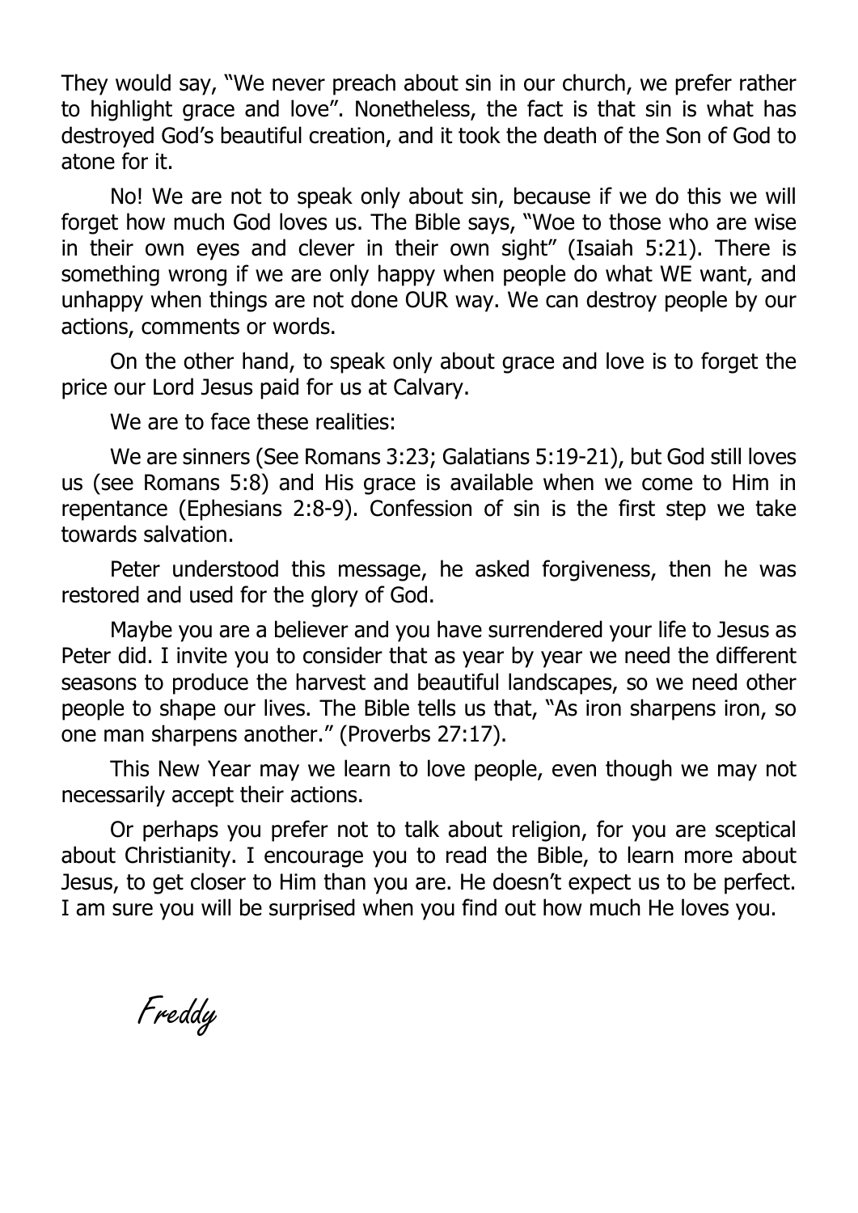They would say, "We never preach about sin in our church, we prefer rather to highlight grace and love". Nonetheless, the fact is that sin is what has destroyed God's beautiful creation, and it took the death of the Son of God to atone for it.

No! We are not to speak only about sin, because if we do this we will forget how much God loves us. The Bible says, "Woe to those who are wise in their own eyes and clever in their own sight" (Isaiah 5:21). There is something wrong if we are only happy when people do what WE want, and unhappy when things are not done OUR way. We can destroy people by our actions, comments or words.

On the other hand, to speak only about grace and love is to forget the price our Lord Jesus paid for us at Calvary.

We are to face these realities:

We are sinners (See Romans 3:23; Galatians 5:19-21), but God still loves us (see Romans 5:8) and His grace is available when we come to Him in repentance (Ephesians 2:8-9). Confession of sin is the first step we take towards salvation.

Peter understood this message, he asked forgiveness, then he was restored and used for the glory of God.

Maybe you are a believer and you have surrendered your life to Jesus as Peter did. I invite you to consider that as year by year we need the different seasons to produce the harvest and beautiful landscapes, so we need other people to shape our lives. The Bible tells us that, "As iron sharpens iron, so one man sharpens another." (Proverbs 27:17).

This New Year may we learn to love people, even though we may not necessarily accept their actions.

Or perhaps you prefer not to talk about religion, for you are sceptical about Christianity. I encourage you to read the Bible, to learn more about Jesus, to get closer to Him than you are. He doesn't expect us to be perfect. I am sure you will be surprised when you find out how much He loves you.

*Freddy*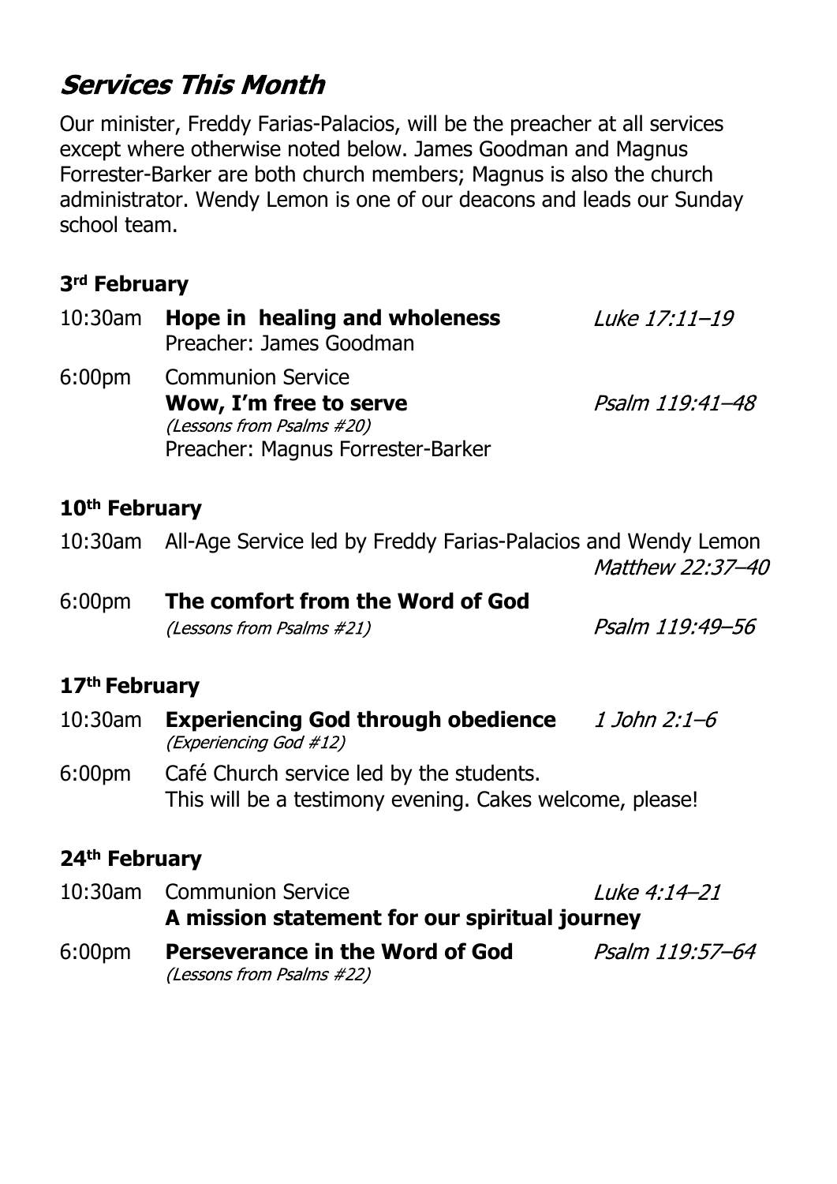# *Services This Month*

Our minister, Freddy Farias-Palacios, will be the preacher at all services except where otherwise noted below. James Goodman and Magnus Forrester-Barker are both church members; Magnus is also the church administrator. Wendy Lemon is one of our deacons and leads our Sunday school team.

### 3rd February

10:30am **Hope in healing and wholeness** *Luke 17:11–19*
Preacher: James Goodman

6:00pm Communion Service
**Wow, I'm free to serve** *Psalm 119:41–48*
*(Lessons from Psalms #20)*
Preacher: Magnus Forrester-Barker

### 10th February

10:30am All-Age Service led by Freddy Farias-Palacios and Wendy Lemon *Matthew 22:37–40*

6:00pm **The comfort from the Word of God** *Psalm 119:49–56*
*(Lessons from Psalms #21)*

### 17th February

10:30am **Experiencing God through obedience** *1 John 2:1–6*
*(Experiencing God #12)*

6:00pm Café Church service led by the students.
This will be a testimony evening. Cakes welcome, please!

### 24th February

10:30am Communion Service *Luke 4:14–21*
**A mission statement for our spiritual journey**

6:00pm **Perseverance in the Word of God** *Psalm 119:57–64*
*(Lessons from Psalms #22)*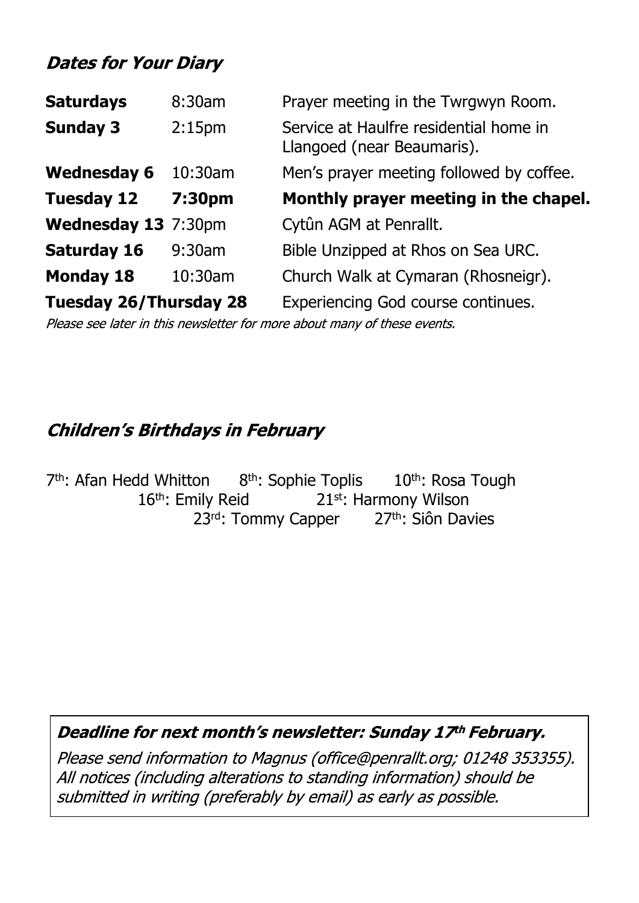## *Dates for Your Diary*

| | | |
|---|---|---|
| **Saturdays** | 8:30am | Prayer meeting in the Twrgwyn Room. |
| **Sunday 3** | 2:15pm | Service at Haulfre residential home in Llangoed (near Beaumaris). |
| **Wednesday 6** | 10:30am | Men's prayer meeting followed by coffee. |
| **Tuesday 12** | **7:30pm** | **Monthly prayer meeting in the chapel.** |
| **Wednesday 13** | 7:30pm | Cytûn AGM at Penrallt. |
| **Saturday 16** | 9:30am | Bible Unzipped at Rhos on Sea URC. |
| **Monday 18** | 10:30am | Church Walk at Cymaran (Rhosneigr). |
| **Tuesday 26/Thursday 28** | | Experiencing God course continues. |

*Please see later in this newsletter for more about many of these events.*

## *Children's Birthdays in February*

7th: Afan Hedd Whitton    8th: Sophie Toplis    10th: Rosa Tough
16th: Emily Reid    21st: Harmony Wilson
23rd: Tommy Capper    27th: Siôn Davies

***Deadline for next month's newsletter: Sunday 17th February.***

*Please send information to Magnus (office@penrallt.org; 01248 353355). All notices (including alterations to standing information) should be submitted in writing (preferably by email) as early as possible.*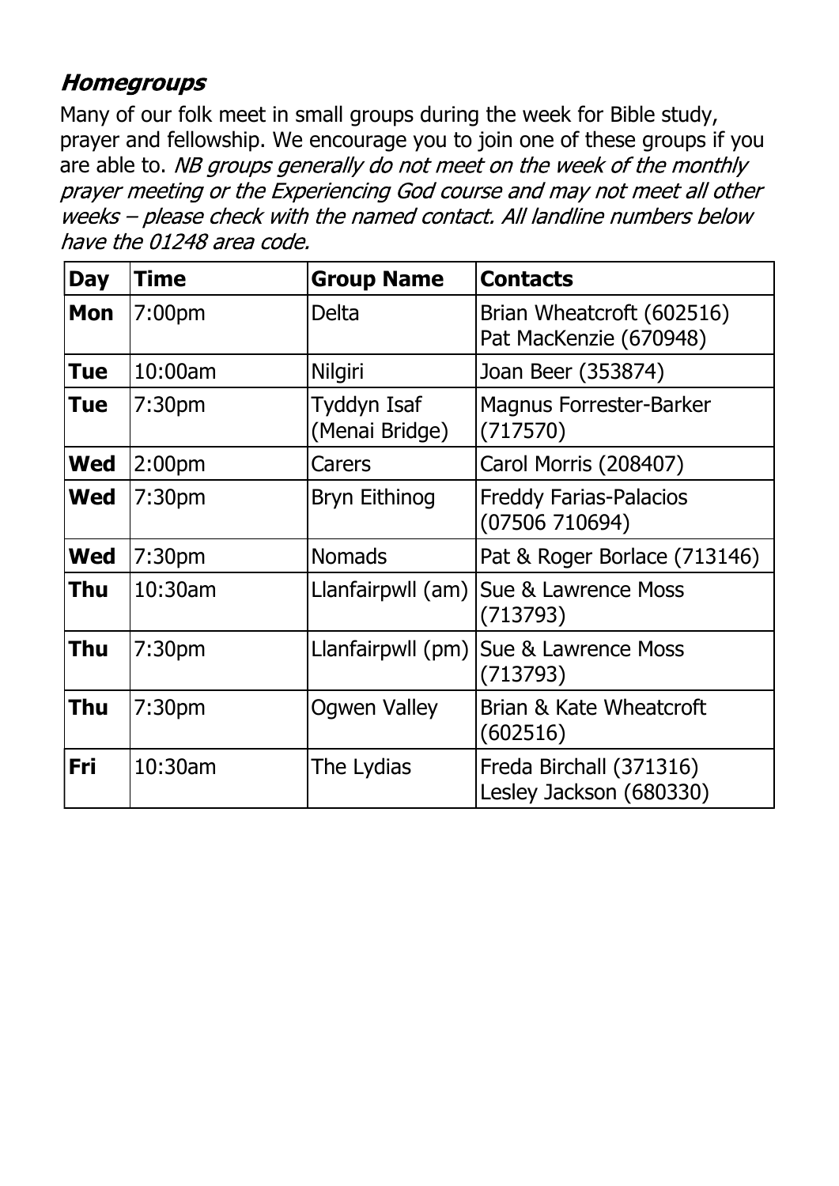## ***Homegroups***

Many of our folk meet in small groups during the week for Bible study, prayer and fellowship. We encourage you to join one of these groups if you are able to. *NB groups generally do not meet on the week of the monthly prayer meeting or the Experiencing God course and may not meet all other weeks – please check with the named contact. All landline numbers below have the 01248 area code.*

| Day | Time | Group Name | Contacts |
|---|---|---|---|
| **Mon** | 7:00pm | Delta | Brian Wheatcroft (602516)<br>Pat MacKenzie (670948) |
| **Tue** | 10:00am | Nilgiri | Joan Beer (353874) |
| **Tue** | 7:30pm | Tyddyn Isaf (Menai Bridge) | Magnus Forrester-Barker (717570) |
| **Wed** | 2:00pm | Carers | Carol Morris (208407) |
| **Wed** | 7:30pm | Bryn Eithinog | Freddy Farias-Palacios (07506 710694) |
| **Wed** | 7:30pm | Nomads | Pat & Roger Borlace (713146) |
| **Thu** | 10:30am | Llanfairpwll (am) | Sue & Lawrence Moss (713793) |
| **Thu** | 7:30pm | Llanfairpwll (pm) | Sue & Lawrence Moss (713793) |
| **Thu** | 7:30pm | Ogwen Valley | Brian & Kate Wheatcroft (602516) |
| **Fri** | 10:30am | The Lydias | Freda Birchall (371316)<br>Lesley Jackson (680330) |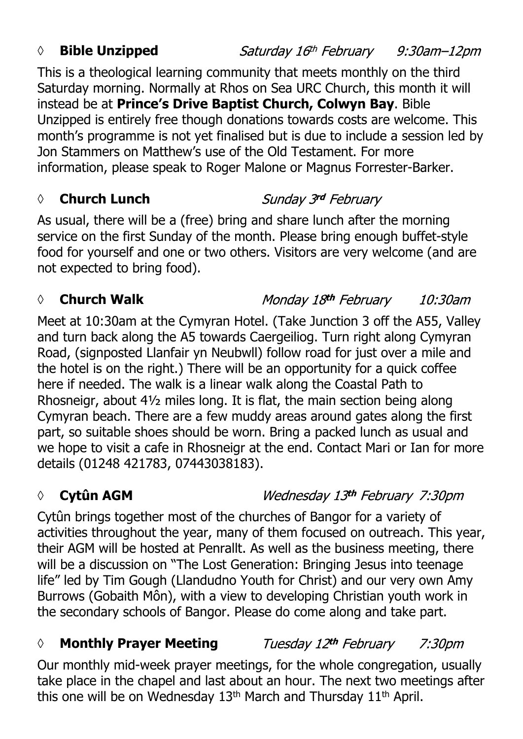### ◊ **Bible Unzipped** *Saturday 16th February 9:30am–12pm*

This is a theological learning community that meets monthly on the third Saturday morning. Normally at Rhos on Sea URC Church, this month it will instead be at **Prince's Drive Baptist Church, Colwyn Bay**. Bible Unzipped is entirely free though donations towards costs are welcome. This month's programme is not yet finalised but is due to include a session led by Jon Stammers on Matthew's use of the Old Testament. For more information, please speak to Roger Malone or Magnus Forrester-Barker.

### ◊ **Church Lunch** *Sunday 3rd February*

As usual, there will be a (free) bring and share lunch after the morning service on the first Sunday of the month. Please bring enough buffet-style food for yourself and one or two others. Visitors are very welcome (and are not expected to bring food).

### ◊ **Church Walk** *Monday 18th February 10:30am*

Meet at 10:30am at the Cymyran Hotel. (Take Junction 3 off the A55, Valley and turn back along the A5 towards Caergeiliog. Turn right along Cymyran Road, (signposted Llanfair yn Neubwll) follow road for just over a mile and the hotel is on the right.) There will be an opportunity for a quick coffee here if needed. The walk is a linear walk along the Coastal Path to Rhosneigr, about 4½ miles long. It is flat, the main section being along Cymyran beach. There are a few muddy areas around gates along the first part, so suitable shoes should be worn. Bring a packed lunch as usual and we hope to visit a cafe in Rhosneigr at the end. Contact Mari or Ian for more details (01248 421783, 07443038183).

### ◊ **Cytûn AGM** *Wednesday 13th February 7:30pm*

Cytûn brings together most of the churches of Bangor for a variety of activities throughout the year, many of them focused on outreach. This year, their AGM will be hosted at Penrallt. As well as the business meeting, there will be a discussion on "The Lost Generation: Bringing Jesus into teenage life" led by Tim Gough (Llandudno Youth for Christ) and our very own Amy Burrows (Gobaith Môn), with a view to developing Christian youth work in the secondary schools of Bangor. Please do come along and take part.

### ◊ **Monthly Prayer Meeting** *Tuesday 12th February 7:30pm*

Our monthly mid-week prayer meetings, for the whole congregation, usually take place in the chapel and last about an hour. The next two meetings after this one will be on Wednesday 13th March and Thursday 11th April.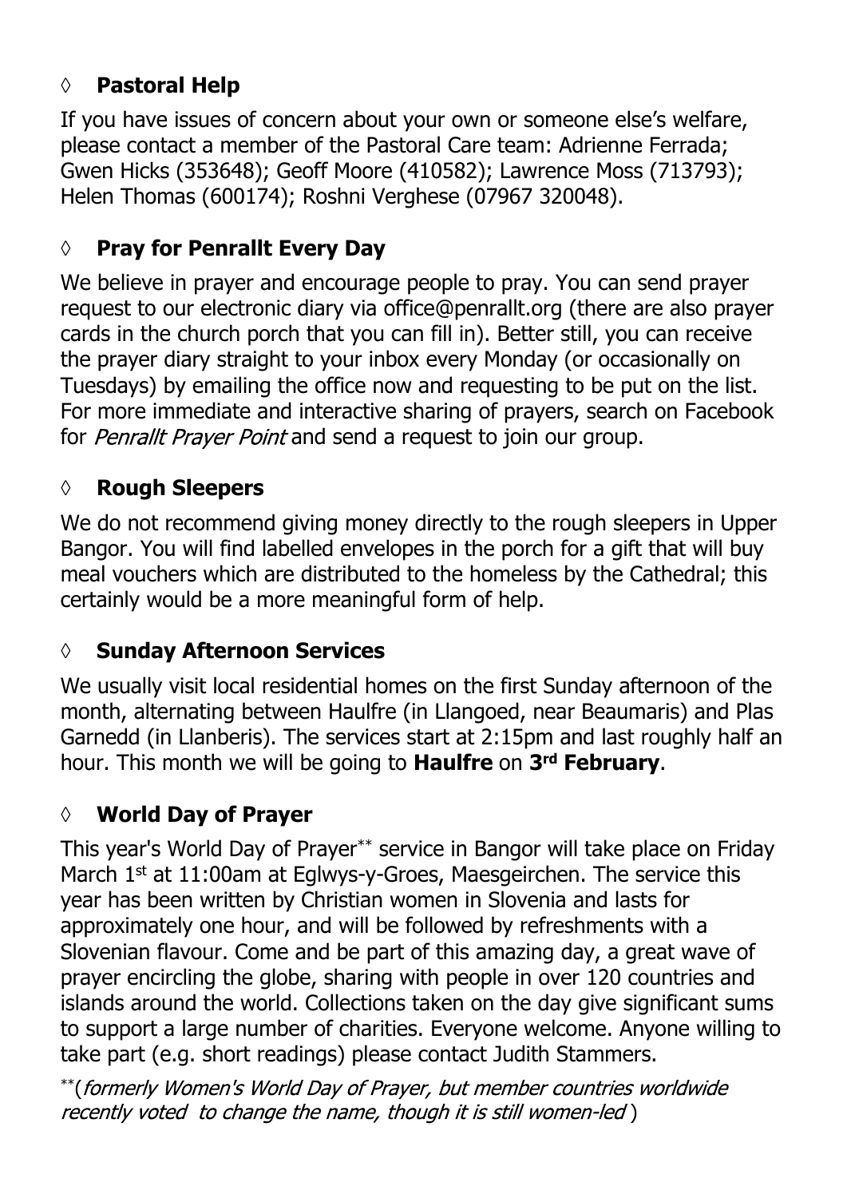## ◊ **Pastoral Help**

If you have issues of concern about your own or someone else's welfare, please contact a member of the Pastoral Care team: Adrienne Ferrada; Gwen Hicks (353648); Geoff Moore (410582); Lawrence Moss (713793); Helen Thomas (600174); Roshni Verghese (07967 320048).

## ◊ **Pray for Penrallt Every Day**

We believe in prayer and encourage people to pray. You can send prayer request to our electronic diary via office@penrallt.org (there are also prayer cards in the church porch that you can fill in). Better still, you can receive the prayer diary straight to your inbox every Monday (or occasionally on Tuesdays) by emailing the office now and requesting to be put on the list. For more immediate and interactive sharing of prayers, search on Facebook for *Penrallt Prayer Point* and send a request to join our group.

## ◊ **Rough Sleepers**

We do not recommend giving money directly to the rough sleepers in Upper Bangor. You will find labelled envelopes in the porch for a gift that will buy meal vouchers which are distributed to the homeless by the Cathedral; this certainly would be a more meaningful form of help.

## ◊ **Sunday Afternoon Services**

We usually visit local residential homes on the first Sunday afternoon of the month, alternating between Haulfre (in Llangoed, near Beaumaris) and Plas Garnedd (in Llanberis). The services start at 2:15pm and last roughly half an hour. This month we will be going to **Haulfre** on **3rd February**.

## ◊ **World Day of Prayer**

This year's World Day of Prayer** service in Bangor will take place on Friday March 1st at 11:00am at Eglwys-y-Groes, Maesgeirchen. The service this year has been written by Christian women in Slovenia and lasts for approximately one hour, and will be followed by refreshments with a Slovenian flavour. Come and be part of this amazing day, a great wave of prayer encircling the globe, sharing with people in over 120 countries and islands around the world. Collections taken on the day give significant sums to support a large number of charities. Everyone welcome. Anyone willing to take part (e.g. short readings) please contact Judith Stammers.

**(*formerly Women's World Day of Prayer, but member countries worldwide recently voted to change the name, though it is still women-led* )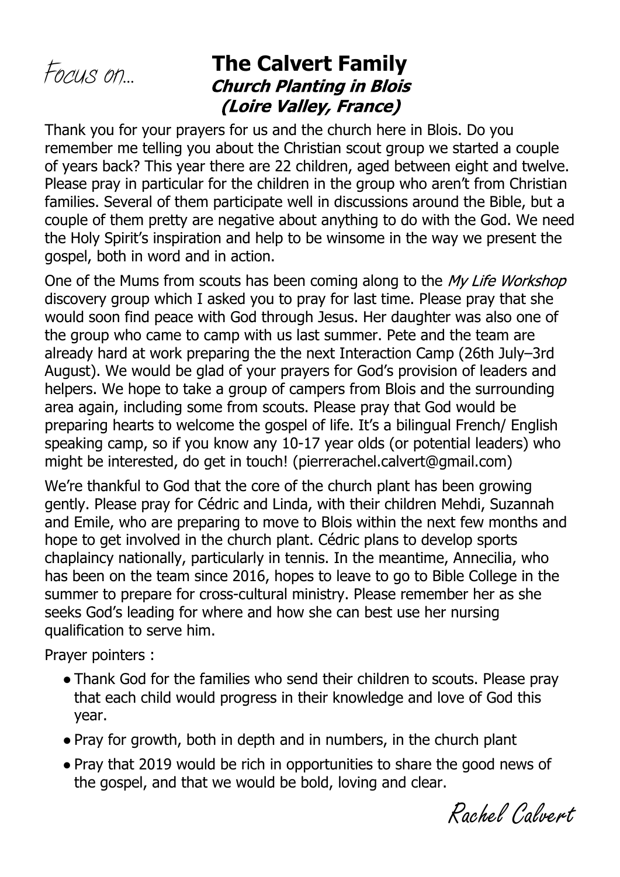Focus on...

# The Calvert Family

## *Church Planting in Blois (Loire Valley, France)*

Thank you for your prayers for us and the church here in Blois. Do you remember me telling you about the Christian scout group we started a couple of years back? This year there are 22 children, aged between eight and twelve. Please pray in particular for the children in the group who aren't from Christian families. Several of them participate well in discussions around the Bible, but a couple of them pretty are negative about anything to do with the God. We need the Holy Spirit's inspiration and help to be winsome in the way we present the gospel, both in word and in action.

One of the Mums from scouts has been coming along to the *My Life Workshop* discovery group which I asked you to pray for last time. Please pray that she would soon find peace with God through Jesus. Her daughter was also one of the group who came to camp with us last summer. Pete and the team are already hard at work preparing the the next Interaction Camp (26th July–3rd August). We would be glad of your prayers for God's provision of leaders and helpers. We hope to take a group of campers from Blois and the surrounding area again, including some from scouts. Please pray that God would be preparing hearts to welcome the gospel of life. It's a bilingual French/ English speaking camp, so if you know any 10-17 year olds (or potential leaders) who might be interested, do get in touch! (pierrerachel.calvert@gmail.com)

We're thankful to God that the core of the church plant has been growing gently. Please pray for Cédric and Linda, with their children Mehdi, Suzannah and Emile, who are preparing to move to Blois within the next few months and hope to get involved in the church plant. Cédric plans to develop sports chaplaincy nationally, particularly in tennis. In the meantime, Annecilia, who has been on the team since 2016, hopes to leave to go to Bible College in the summer to prepare for cross-cultural ministry. Please remember her as she seeks God's leading for where and how she can best use her nursing qualification to serve him.

Prayer pointers :

- Thank God for the families who send their children to scouts. Please pray that each child would progress in their knowledge and love of God this year.
- Pray for growth, both in depth and in numbers, in the church plant
- Pray that 2019 would be rich in opportunities to share the good news of the gospel, and that we would be bold, loving and clear.

Rachel Calvert